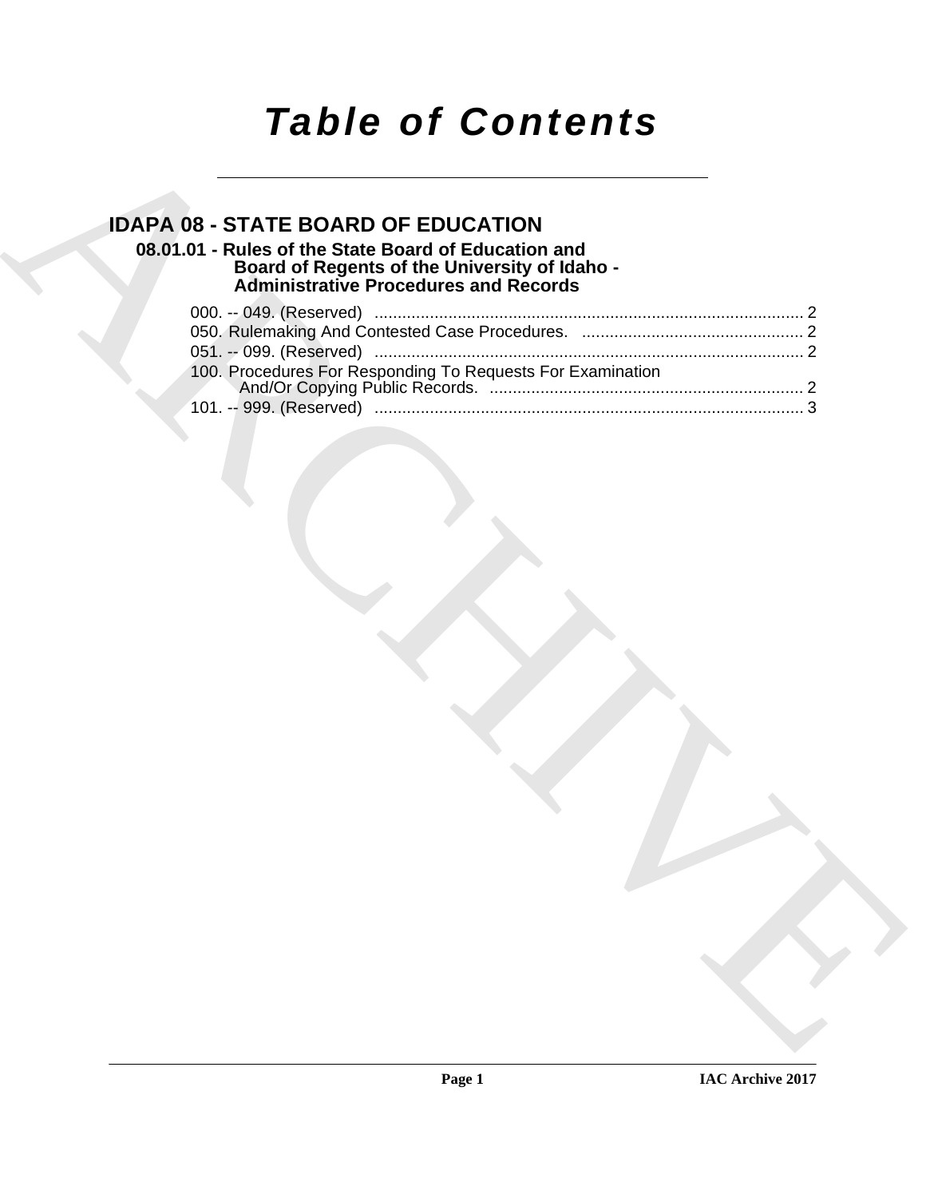# Table of Contents

## IDAPA 08 - STATE BOARD OF EDUCATION

### 08.01.01 - Rules of the State Board of Education and Board of Regents of the University of Idaho - Administrative Procedures and Records

000. -- 049. (Reserved) ........................................................................................... 2

050. Rulemaking And Contested Case Procedures. ............................................... 2

051. -- 099. (Reserved) ........................................................................................... 2

100. Procedures For Responding To Requests For Examination And/Or Copying Public Records. .................................................................... 2

101. -- 999. (Reserved) ........................................................................................... 3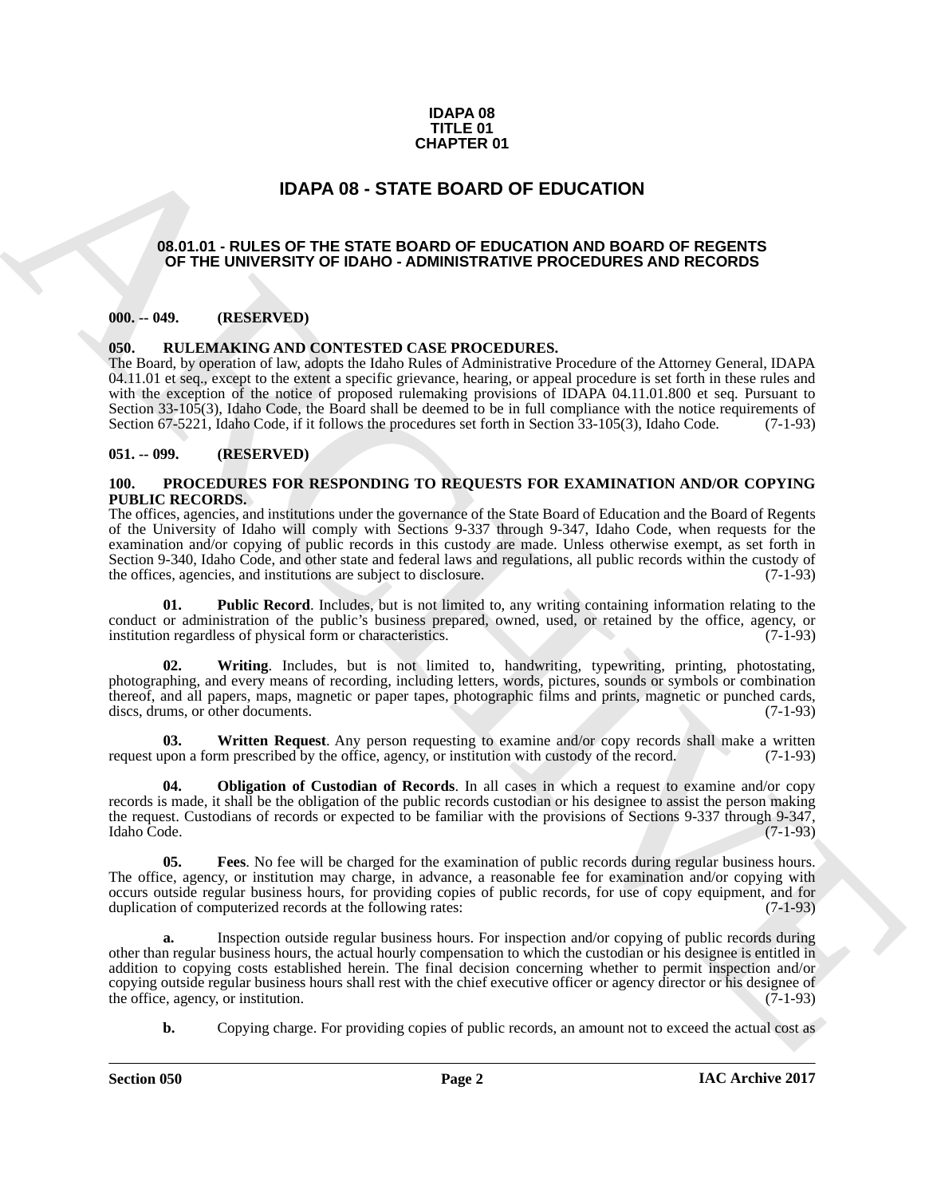**IDAPA 08**
**TITLE 01**
**CHAPTER 01**

# IDAPA 08 - STATE BOARD OF EDUCATION

## 08.01.01 - RULES OF THE STATE BOARD OF EDUCATION AND BOARD OF REGENTS OF THE UNIVERSITY OF IDAHO - ADMINISTRATIVE PROCEDURES AND RECORDS

### 000. -- 049. (RESERVED)

### 050. RULEMAKING AND CONTESTED CASE PROCEDURES.

The Board, by operation of law, adopts the Idaho Rules of Administrative Procedure of the Attorney General, IDAPA 04.11.01 et seq., except to the extent a specific grievance, hearing, or appeal procedure is set forth in these rules and with the exception of the notice of proposed rulemaking provisions of IDAPA 04.11.01.800 et seq. Pursuant to Section 33-105(3), Idaho Code, the Board shall be deemed to be in full compliance with the notice requirements of Section 67-5221, Idaho Code, if it follows the procedures set forth in Section 33-105(3), Idaho Code. (7-1-93)

### 051. -- 099. (RESERVED)

### 100. PROCEDURES FOR RESPONDING TO REQUESTS FOR EXAMINATION AND/OR COPYING PUBLIC RECORDS.

The offices, agencies, and institutions under the governance of the State Board of Education and the Board of Regents of the University of Idaho will comply with Sections 9-337 through 9-347, Idaho Code, when requests for the examination and/or copying of public records in this custody are made. Unless otherwise exempt, as set forth in Section 9-340, Idaho Code, and other state and federal laws and regulations, all public records within the custody of the offices, agencies, and institutions are subject to disclosure. (7-1-93)

**01. Public Record**. Includes, but is not limited to, any writing containing information relating to the conduct or administration of the public's business prepared, owned, used, or retained by the office, agency, or institution regardless of physical form or characteristics. (7-1-93)

**02. Writing**. Includes, but is not limited to, handwriting, typewriting, printing, photostating, photographing, and every means of recording, including letters, words, pictures, sounds or symbols or combination thereof, and all papers, maps, magnetic or paper tapes, photographic films and prints, magnetic or punched cards, discs, drums, or other documents. (7-1-93)

**03. Written Request**. Any person requesting to examine and/or copy records shall make a written request upon a form prescribed by the office, agency, or institution with custody of the record. (7-1-93)

**04. Obligation of Custodian of Records**. In all cases in which a request to examine and/or copy records is made, it shall be the obligation of the public records custodian or his designee to assist the person making the request. Custodians of records or expected to be familiar with the provisions of Sections 9-337 through 9-347, Idaho Code. (7-1-93)

**05. Fees**. No fee will be charged for the examination of public records during regular business hours. The office, agency, or institution may charge, in advance, a reasonable fee for examination and/or copying with occurs outside regular business hours, for providing copies of public records, for use of copy equipment, and for duplication of computerized records at the following rates: (7-1-93)

**a.** Inspection outside regular business hours. For inspection and/or copying of public records during other than regular business hours, the actual hourly compensation to which the custodian or his designee is entitled in addition to copying costs established herein. The final decision concerning whether to permit inspection and/or copying outside regular business hours shall rest with the chief executive officer or agency director or his designee of the office, agency, or institution. (7-1-93)

**b.** Copying charge. For providing copies of public records, an amount not to exceed the actual cost as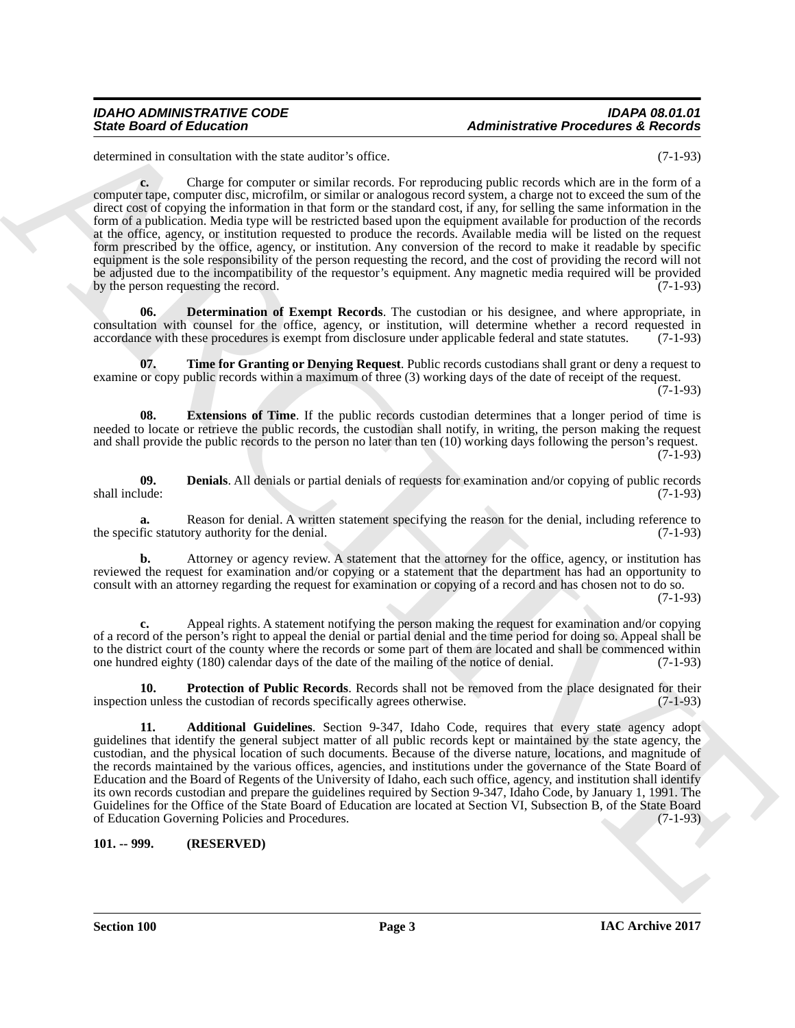determined in consultation with the state auditor's office. (7-1-93)

**c.** Charge for computer or similar records. For reproducing public records which are in the form of a computer tape, computer disc, microfilm, or similar or analogous record system, a charge not to exceed the sum of the direct cost of copying the information in that form or the standard cost, if any, for selling the same information in the form of a publication. Media type will be restricted based upon the equipment available for production of the records at the office, agency, or institution requested to produce the records. Available media will be listed on the request form prescribed by the office, agency, or institution. Any conversion of the record to make it readable by specific equipment is the sole responsibility of the person requesting the record, and the cost of providing the record will not be adjusted due to the incompatibility of the requestor's equipment. Any magnetic media required will be provided by the person requesting the record. (7-1-93)

**06. Determination of Exempt Records**. The custodian or his designee, and where appropriate, in consultation with counsel for the office, agency, or institution, will determine whether a record requested in accordance with these procedures is exempt from disclosure under applicable federal and state statutes. (7-1-93)

**07. Time for Granting or Denying Request**. Public records custodians shall grant or deny a request to examine or copy public records within a maximum of three (3) working days of the date of receipt of the request. (7-1-93)

**08. Extensions of Time**. If the public records custodian determines that a longer period of time is needed to locate or retrieve the public records, the custodian shall notify, in writing, the person making the request and shall provide the public records to the person no later than ten (10) working days following the person's request. (7-1-93)

**09. Denials**. All denials or partial denials of requests for examination and/or copying of public records shall include: (7-1-93)

**a.** Reason for denial. A written statement specifying the reason for the denial, including reference to the specific statutory authority for the denial. (7-1-93)

**b.** Attorney or agency review. A statement that the attorney for the office, agency, or institution has reviewed the request for examination and/or copying or a statement that the department has had an opportunity to consult with an attorney regarding the request for examination or copying of a record and has chosen not to do so. (7-1-93)

**c.** Appeal rights. A statement notifying the person making the request for examination and/or copying of a record of the person's right to appeal the denial or partial denial and the time period for doing so. Appeal shall be to the district court of the county where the records or some part of them are located and shall be commenced within one hundred eighty (180) calendar days of the date of the mailing of the notice of denial. (7-1-93)

**10. Protection of Public Records**. Records shall not be removed from the place designated for their inspection unless the custodian of records specifically agrees otherwise. (7-1-93)

**11. Additional Guidelines**. Section 9-347, Idaho Code, requires that every state agency adopt guidelines that identify the general subject matter of all public records kept or maintained by the state agency, the custodian, and the physical location of such documents. Because of the diverse nature, locations, and magnitude of the records maintained by the various offices, agencies, and institutions under the governance of the State Board of Education and the Board of Regents of the University of Idaho, each such office, agency, and institution shall identify its own records custodian and prepare the guidelines required by Section 9-347, Idaho Code, by January 1, 1991. The Guidelines for the Office of the State Board of Education are located at Section VI, Subsection B, of the State Board of Education Governing Policies and Procedures. (7-1-93)

**101. -- 999. (RESERVED)**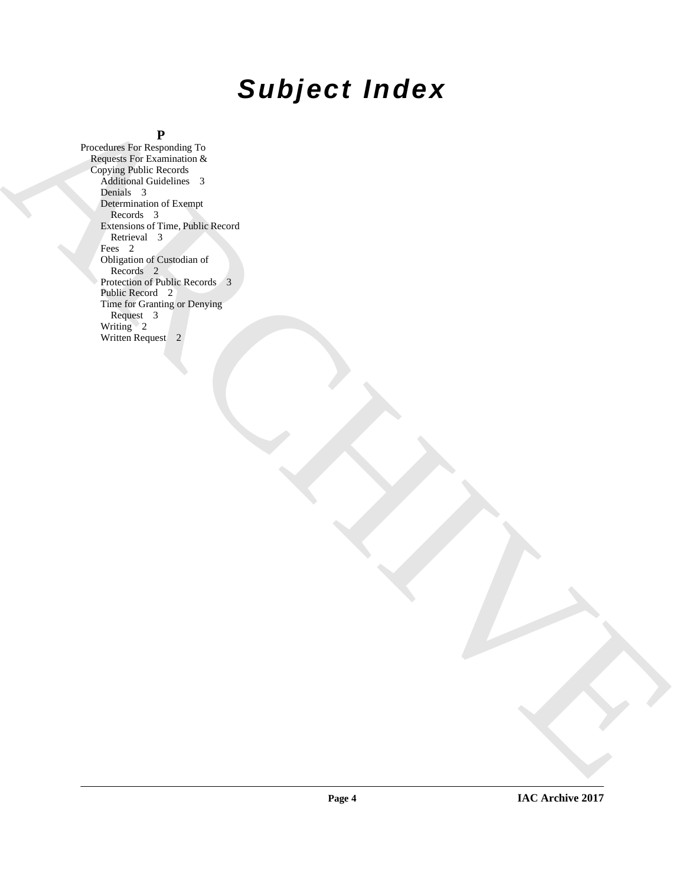# *Subject Index*

**P**

Procedures For Responding To Requests For Examination & Copying Public Records
- Additional Guidelines 3
- Denials 3
- Determination of Exempt Records 3
- Extensions of Time, Public Record Retrieval 3
- Fees 2
- Obligation of Custodian of Records 2
- Protection of Public Records 3
- Public Record 2
- Time for Granting or Denying Request 3
- Writing 2
- Written Request 2